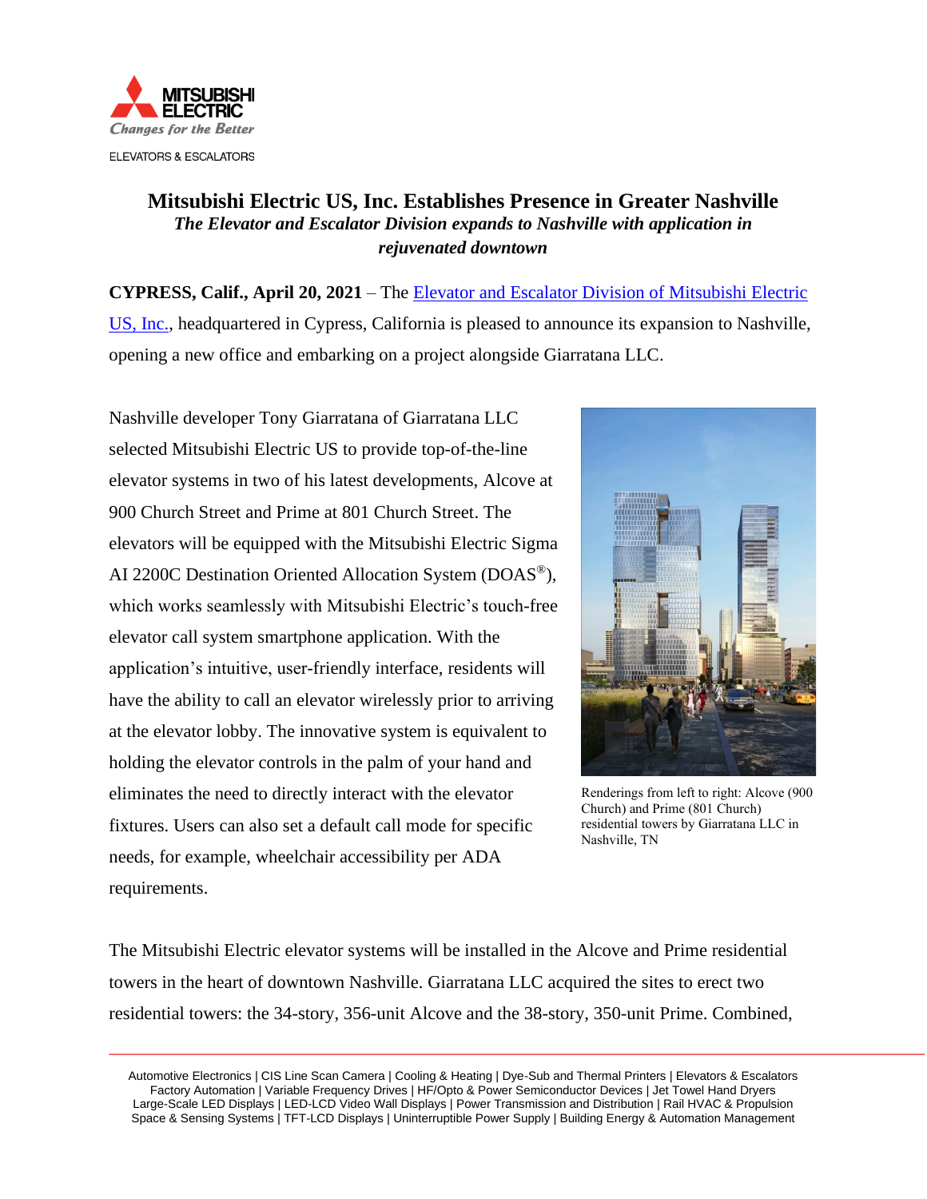MITSUBISHI ELECTRIC

*Changes for the Better*

ELEVATORS & ESCALATORS

# Mitsubishi Electric US, Inc. Establishes Presence in Greater Nashville

***The Elevator and Escalator Division expands to Nashville with application in rejuvenated downtown***

**CYPRESS, Calif., April 20, 2021** – The [Elevator and Escalator Division of Mitsubishi Electric US, Inc.](), headquartered in Cypress, California is pleased to announce its expansion to Nashville, opening a new office and embarking on a project alongside Giarratana LLC.

Nashville developer Tony Giarratana of Giarratana LLC selected Mitsubishi Electric US to provide top-of-the-line elevator systems in two of his latest developments, Alcove at 900 Church Street and Prime at 801 Church Street. The elevators will be equipped with the Mitsubishi Electric Sigma AI 2200C Destination Oriented Allocation System (DOAS®), which works seamlessly with Mitsubishi Electric's touch-free elevator call system smartphone application. With the application's intuitive, user-friendly interface, residents will have the ability to call an elevator wirelessly prior to arriving at the elevator lobby. The innovative system is equivalent to holding the elevator controls in the palm of your hand and eliminates the need to directly interact with the elevator fixtures. Users can also set a default call mode for specific needs, for example, wheelchair accessibility per ADA requirements.

Renderings from left to right: Alcove (900 Church) and Prime (801 Church) residential towers by Giarratana LLC in Nashville, TN

The Mitsubishi Electric elevator systems will be installed in the Alcove and Prime residential towers in the heart of downtown Nashville. Giarratana LLC acquired the sites to erect two residential towers: the 34-story, 356-unit Alcove and the 38-story, 350-unit Prime. Combined,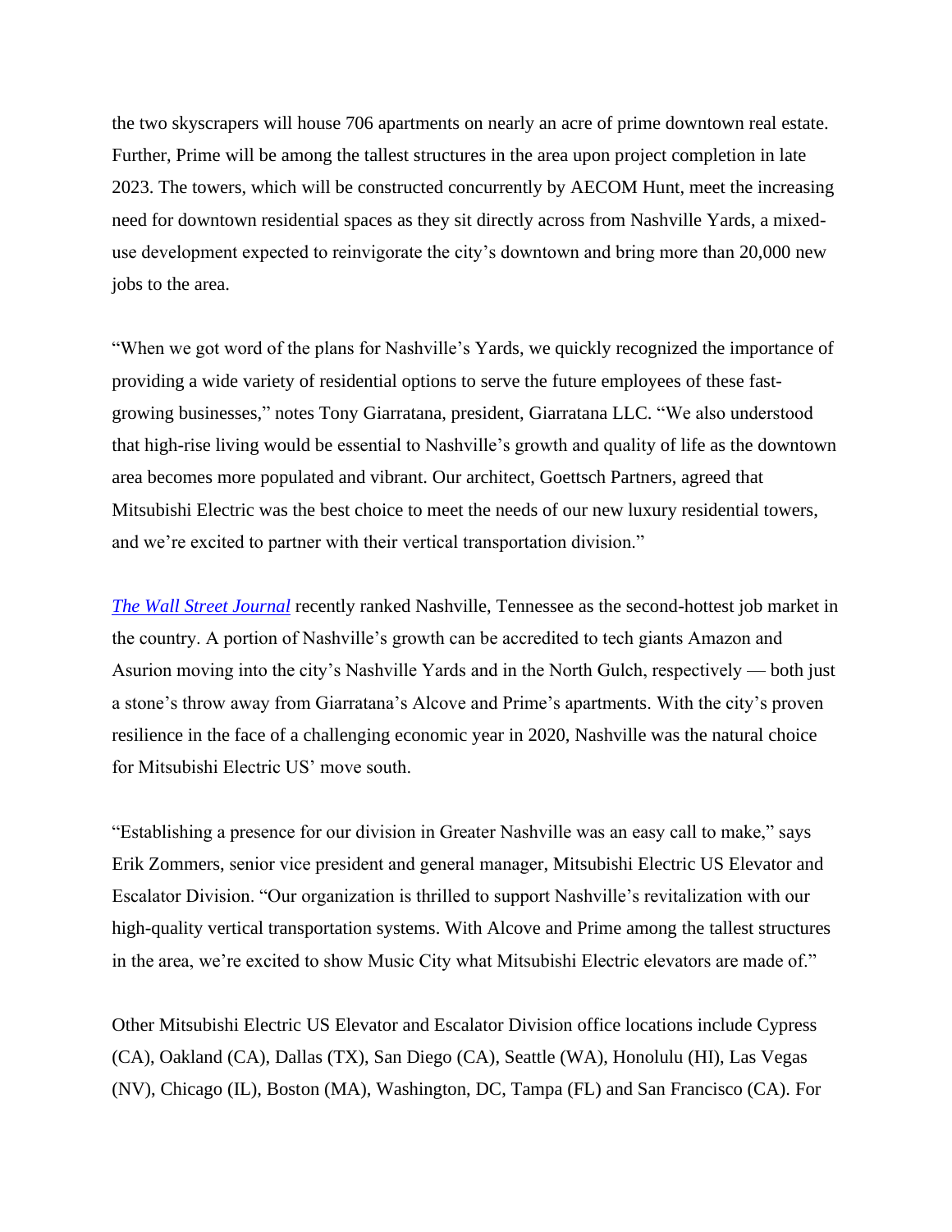the two skyscrapers will house 706 apartments on nearly an acre of prime downtown real estate. Further, Prime will be among the tallest structures in the area upon project completion in late 2023. The towers, which will be constructed concurrently by AECOM Hunt, meet the increasing need for downtown residential spaces as they sit directly across from Nashville Yards, a mixed-use development expected to reinvigorate the city's downtown and bring more than 20,000 new jobs to the area.

"When we got word of the plans for Nashville's Yards, we quickly recognized the importance of providing a wide variety of residential options to serve the future employees of these fast-growing businesses," notes Tony Giarratana, president, Giarratana LLC. "We also understood that high-rise living would be essential to Nashville's growth and quality of life as the downtown area becomes more populated and vibrant. Our architect, Goettsch Partners, agreed that Mitsubishi Electric was the best choice to meet the needs of our new luxury residential towers, and we're excited to partner with their vertical transportation division."

*The Wall Street Journal* recently ranked Nashville, Tennessee as the second-hottest job market in the country. A portion of Nashville's growth can be accredited to tech giants Amazon and Asurion moving into the city's Nashville Yards and in the North Gulch, respectively — both just a stone's throw away from Giarratana's Alcove and Prime's apartments. With the city's proven resilience in the face of a challenging economic year in 2020, Nashville was the natural choice for Mitsubishi Electric US' move south.

"Establishing a presence for our division in Greater Nashville was an easy call to make," says Erik Zommers, senior vice president and general manager, Mitsubishi Electric US Elevator and Escalator Division. "Our organization is thrilled to support Nashville's revitalization with our high-quality vertical transportation systems. With Alcove and Prime among the tallest structures in the area, we're excited to show Music City what Mitsubishi Electric elevators are made of."

Other Mitsubishi Electric US Elevator and Escalator Division office locations include Cypress (CA), Oakland (CA), Dallas (TX), San Diego (CA), Seattle (WA), Honolulu (HI), Las Vegas (NV), Chicago (IL), Boston (MA), Washington, DC, Tampa (FL) and San Francisco (CA). For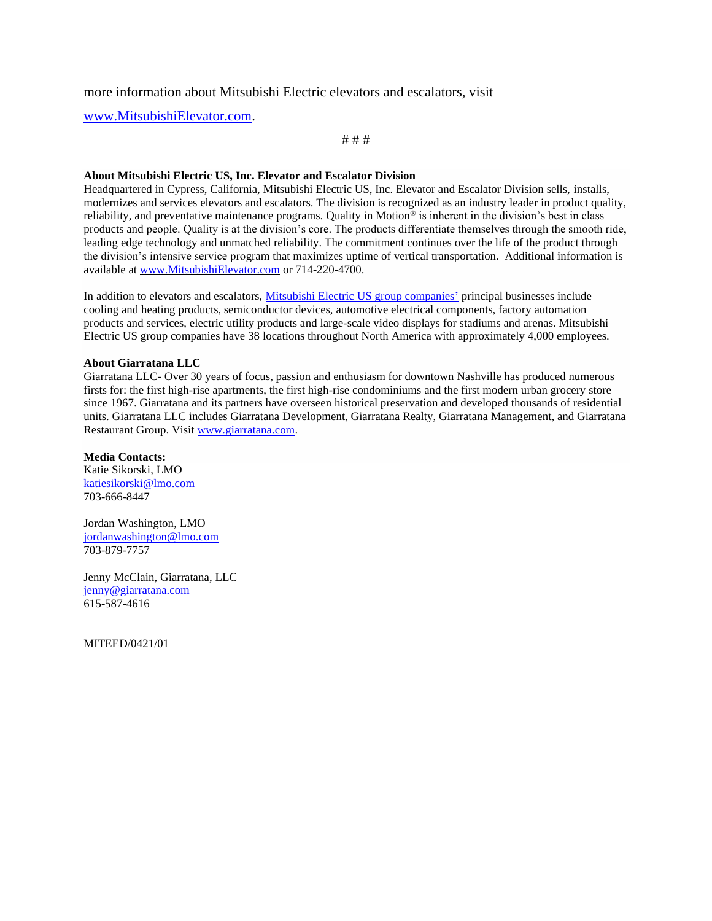more information about Mitsubishi Electric elevators and escalators, visit www.MitsubishiElevator.com.

# # #

**About Mitsubishi Electric US, Inc. Elevator and Escalator Division**
Headquartered in Cypress, California, Mitsubishi Electric US, Inc. Elevator and Escalator Division sells, installs, modernizes and services elevators and escalators. The division is recognized as an industry leader in product quality, reliability, and preventative maintenance programs. Quality in Motion® is inherent in the division's best in class products and people. Quality is at the division's core. The products differentiate themselves through the smooth ride, leading edge technology and unmatched reliability. The commitment continues over the life of the product through the division's intensive service program that maximizes uptime of vertical transportation. Additional information is available at www.MitsubishiElevator.com or 714-220-4700.

In addition to elevators and escalators, Mitsubishi Electric US group companies' principal businesses include cooling and heating products, semiconductor devices, automotive electrical components, factory automation products and services, electric utility products and large-scale video displays for stadiums and arenas. Mitsubishi Electric US group companies have 38 locations throughout North America with approximately 4,000 employees.

**About Giarratana LLC**
Giarratana LLC- Over 30 years of focus, passion and enthusiasm for downtown Nashville has produced numerous firsts for: the first high-rise apartments, the first high-rise condominiums and the first modern urban grocery store since 1967. Giarratana and its partners have overseen historical preservation and developed thousands of residential units. Giarratana LLC includes Giarratana Development, Giarratana Realty, Giarratana Management, and Giarratana Restaurant Group. Visit www.giarratana.com.

**Media Contacts:**
Katie Sikorski, LMO
katiesikorski@lmo.com
703-666-8447

Jordan Washington, LMO
jordanwashington@lmo.com
703-879-7757

Jenny McClain, Giarratana, LLC
jenny@giarratana.com
615-587-4616

MITEED/0421/01